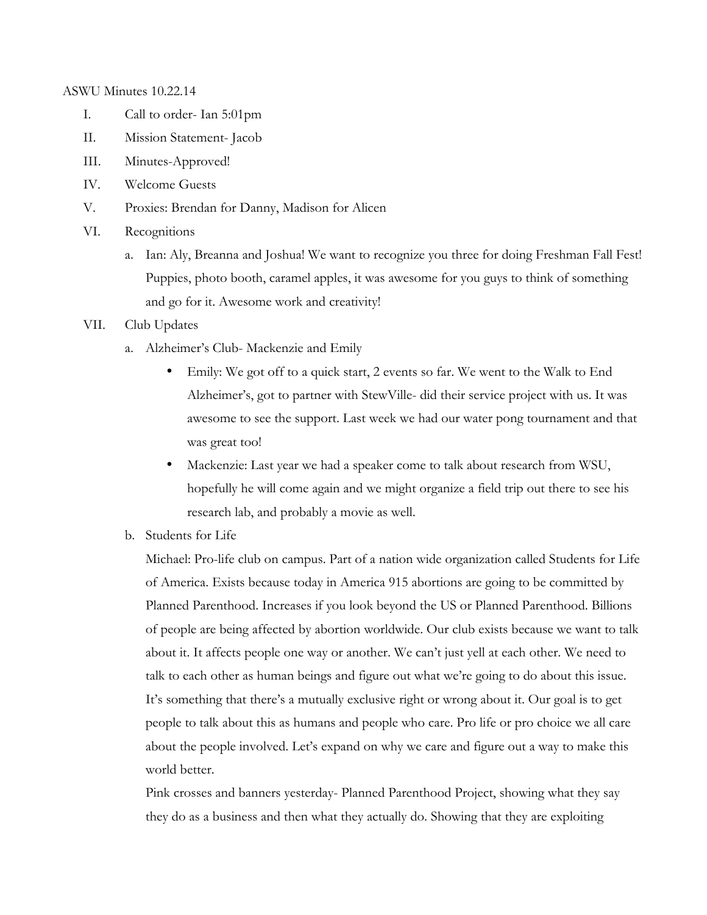ASWU Minutes 10.22.14

I. Call to order- Ian 5:01pm
II. Mission Statement- Jacob
III. Minutes-Approved!
IV. Welcome Guests
V. Proxies: Brendan for Danny, Madison for Alicen
VI. Recognitions
   a. Ian: Aly, Breanna and Joshua! We want to recognize you three for doing Freshman Fall Fest! Puppies, photo booth, caramel apples, it was awesome for you guys to think of something and go for it. Awesome work and creativity!
VII. Club Updates
   a. Alzheimer's Club- Mackenzie and Emily
      - Emily: We got off to a quick start, 2 events so far. We went to the Walk to End Alzheimer's, got to partner with StewVille- did their service project with us. It was awesome to see the support. Last week we had our water pong tournament and that was great too!
      - Mackenzie: Last year we had a speaker come to talk about research from WSU, hopefully he will come again and we might organize a field trip out there to see his research lab, and probably a movie as well.
   b. Students for Life

      Michael: Pro-life club on campus. Part of a nation wide organization called Students for Life of America. Exists because today in America 915 abortions are going to be committed by Planned Parenthood. Increases if you look beyond the US or Planned Parenthood. Billions of people are being affected by abortion worldwide. Our club exists because we want to talk about it. It affects people one way or another. We can't just yell at each other. We need to talk to each other as human beings and figure out what we're going to do about this issue. It's something that there's a mutually exclusive right or wrong about it. Our goal is to get people to talk about this as humans and people who care. Pro life or pro choice we all care about the people involved. Let's expand on why we care and figure out a way to make this world better.

      Pink crosses and banners yesterday- Planned Parenthood Project, showing what they say they do as a business and then what they actually do. Showing that they are exploiting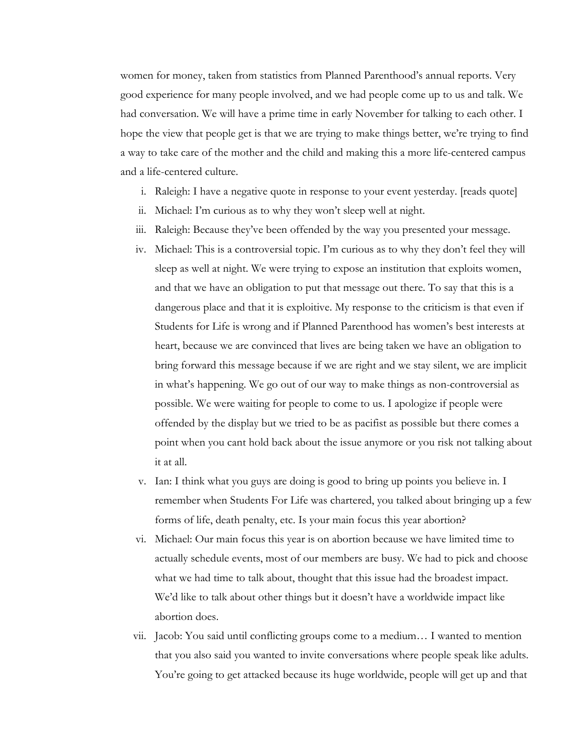women for money, taken from statistics from Planned Parenthood's annual reports. Very good experience for many people involved, and we had people come up to us and talk. We had conversation. We will have a prime time in early November for talking to each other. I hope the view that people get is that we are trying to make things better, we're trying to find a way to take care of the mother and the child and making this a more life-centered campus and a life-centered culture.

i. Raleigh: I have a negative quote in response to your event yesterday. [reads quote]
ii. Michael: I'm curious as to why they won't sleep well at night.
iii. Raleigh: Because they've been offended by the way you presented your message.
iv. Michael: This is a controversial topic. I'm curious as to why they don't feel they will sleep as well at night. We were trying to expose an institution that exploits women, and that we have an obligation to put that message out there. To say that this is a dangerous place and that it is exploitive. My response to the criticism is that even if Students for Life is wrong and if Planned Parenthood has women's best interests at heart, because we are convinced that lives are being taken we have an obligation to bring forward this message because if we are right and we stay silent, we are implicit in what's happening. We go out of our way to make things as non-controversial as possible. We were waiting for people to come to us. I apologize if people were offended by the display but we tried to be as pacifist as possible but there comes a point when you cant hold back about the issue anymore or you risk not talking about it at all.
v. Ian: I think what you guys are doing is good to bring up points you believe in. I remember when Students For Life was chartered, you talked about bringing up a few forms of life, death penalty, etc. Is your main focus this year abortion?
vi. Michael: Our main focus this year is on abortion because we have limited time to actually schedule events, most of our members are busy. We had to pick and choose what we had time to talk about, thought that this issue had the broadest impact. We'd like to talk about other things but it doesn't have a worldwide impact like abortion does.
vii. Jacob: You said until conflicting groups come to a medium… I wanted to mention that you also said you wanted to invite conversations where people speak like adults. You're going to get attacked because its huge worldwide, people will get up and that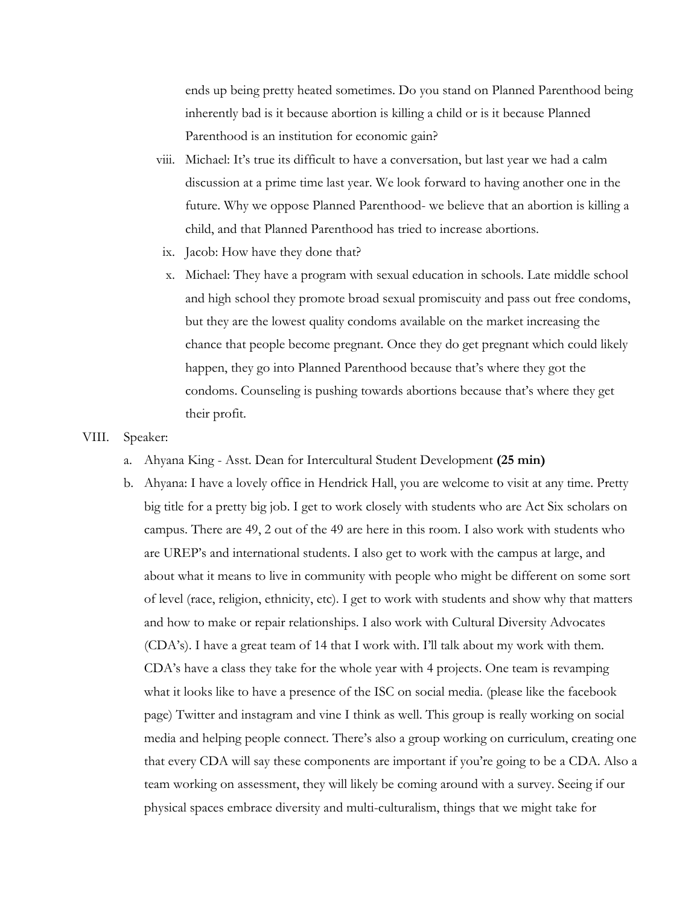ends up being pretty heated sometimes. Do you stand on Planned Parenthood being inherently bad is it because abortion is killing a child or is it because Planned Parenthood is an institution for economic gain?

viii. Michael: It's true its difficult to have a conversation, but last year we had a calm discussion at a prime time last year. We look forward to having another one in the future. Why we oppose Planned Parenthood- we believe that an abortion is killing a child, and that Planned Parenthood has tried to increase abortions.

ix. Jacob: How have they done that?

x. Michael: They have a program with sexual education in schools. Late middle school and high school they promote broad sexual promiscuity and pass out free condoms, but they are the lowest quality condoms available on the market increasing the chance that people become pregnant. Once they do get pregnant which could likely happen, they go into Planned Parenthood because that's where they got the condoms. Counseling is pushing towards abortions because that's where they get their profit.

VIII. Speaker:

a. Ahyana King - Asst. Dean for Intercultural Student Development **(25 min)**

b. Ahyana: I have a lovely office in Hendrick Hall, you are welcome to visit at any time. Pretty big title for a pretty big job. I get to work closely with students who are Act Six scholars on campus. There are 49, 2 out of the 49 are here in this room. I also work with students who are UREP's and international students. I also get to work with the campus at large, and about what it means to live in community with people who might be different on some sort of level (race, religion, ethnicity, etc). I get to work with students and show why that matters and how to make or repair relationships. I also work with Cultural Diversity Advocates (CDA's). I have a great team of 14 that I work with. I'll talk about my work with them. CDA's have a class they take for the whole year with 4 projects. One team is revamping what it looks like to have a presence of the ISC on social media. (please like the facebook page) Twitter and instagram and vine I think as well. This group is really working on social media and helping people connect. There's also a group working on curriculum, creating one that every CDA will say these components are important if you're going to be a CDA. Also a team working on assessment, they will likely be coming around with a survey. Seeing if our physical spaces embrace diversity and multi-culturalism, things that we might take for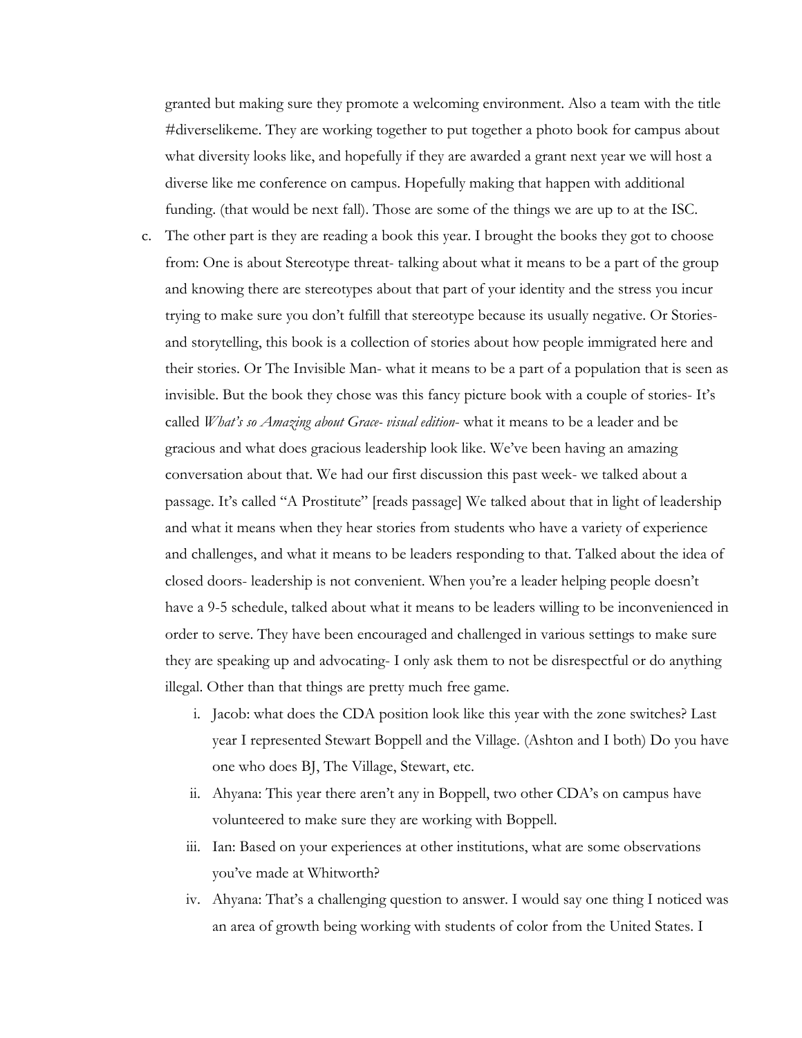granted but making sure they promote a welcoming environment. Also a team with the title #diverselikeme. They are working together to put together a photo book for campus about what diversity looks like, and hopefully if they are awarded a grant next year we will host a diverse like me conference on campus. Hopefully making that happen with additional funding. (that would be next fall). Those are some of the things we are up to at the ISC.

c. The other part is they are reading a book this year. I brought the books they got to choose from: One is about Stereotype threat- talking about what it means to be a part of the group and knowing there are stereotypes about that part of your identity and the stress you incur trying to make sure you don't fulfill that stereotype because its usually negative. Or Stories- and storytelling, this book is a collection of stories about how people immigrated here and their stories. Or The Invisible Man- what it means to be a part of a population that is seen as invisible. But the book they chose was this fancy picture book with a couple of stories- It's called *What's so Amazing about Grace- visual edition*- what it means to be a leader and be gracious and what does gracious leadership look like. We've been having an amazing conversation about that. We had our first discussion this past week- we talked about a passage. It's called "A Prostitute" [reads passage] We talked about that in light of leadership and what it means when they hear stories from students who have a variety of experience and challenges, and what it means to be leaders responding to that. Talked about the idea of closed doors- leadership is not convenient. When you're a leader helping people doesn't have a 9-5 schedule, talked about what it means to be leaders willing to be inconvenienced in order to serve. They have been encouraged and challenged in various settings to make sure they are speaking up and advocating- I only ask them to not be disrespectful or do anything illegal. Other than that things are pretty much free game.

   i. Jacob: what does the CDA position look like this year with the zone switches? Last year I represented Stewart Boppell and the Village. (Ashton and I both) Do you have one who does BJ, The Village, Stewart, etc.

   ii. Ahyana: This year there aren't any in Boppell, two other CDA's on campus have volunteered to make sure they are working with Boppell.

   iii. Ian: Based on your experiences at other institutions, what are some observations you've made at Whitworth?

   iv. Ahyana: That's a challenging question to answer. I would say one thing I noticed was an area of growth being working with students of color from the United States. I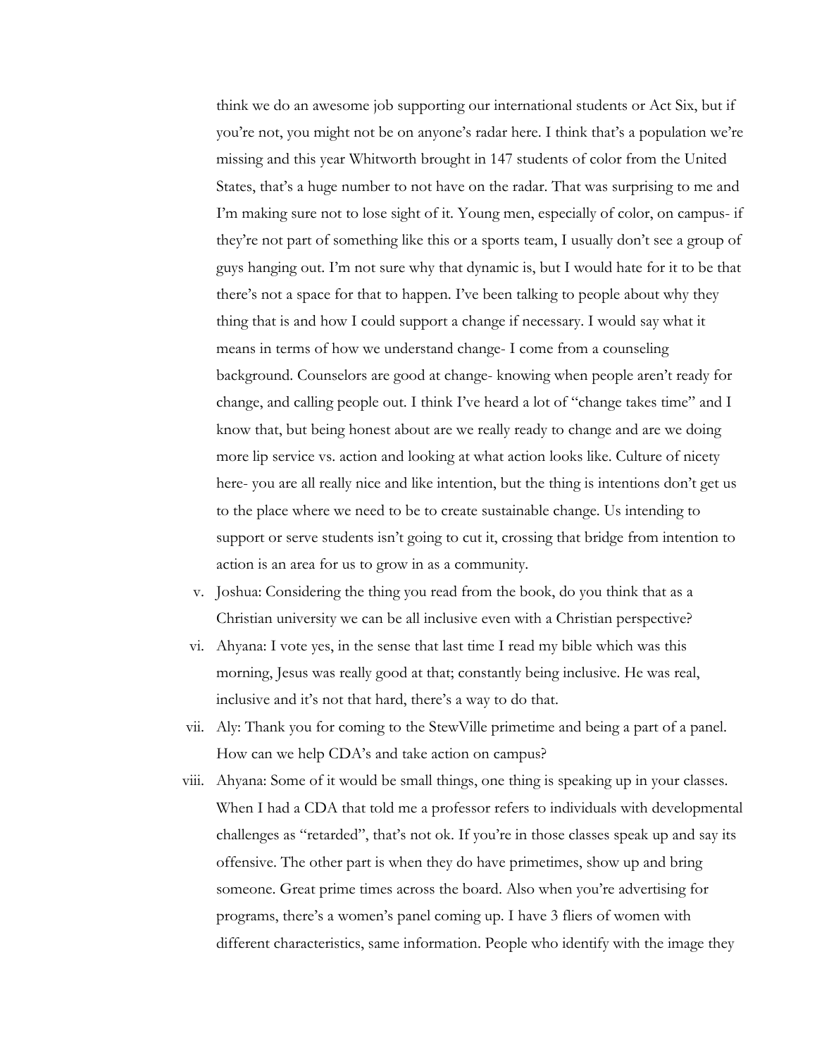think we do an awesome job supporting our international students or Act Six, but if you're not, you might not be on anyone's radar here. I think that's a population we're missing and this year Whitworth brought in 147 students of color from the United States, that's a huge number to not have on the radar. That was surprising to me and I'm making sure not to lose sight of it. Young men, especially of color, on campus- if they're not part of something like this or a sports team, I usually don't see a group of guys hanging out. I'm not sure why that dynamic is, but I would hate for it to be that there's not a space for that to happen. I've been talking to people about why they thing that is and how I could support a change if necessary. I would say what it means in terms of how we understand change- I come from a counseling background. Counselors are good at change- knowing when people aren't ready for change, and calling people out. I think I've heard a lot of "change takes time" and I know that, but being honest about are we really ready to change and are we doing more lip service vs. action and looking at what action looks like. Culture of nicety here- you are all really nice and like intention, but the thing is intentions don't get us to the place where we need to be to create sustainable change. Us intending to support or serve students isn't going to cut it, crossing that bridge from intention to action is an area for us to grow in as a community.

v. Joshua: Considering the thing you read from the book, do you think that as a Christian university we can be all inclusive even with a Christian perspective?

vi. Ahyana: I vote yes, in the sense that last time I read my bible which was this morning, Jesus was really good at that; constantly being inclusive. He was real, inclusive and it's not that hard, there's a way to do that.

vii. Aly: Thank you for coming to the StewVille primetime and being a part of a panel. How can we help CDA's and take action on campus?

viii. Ahyana: Some of it would be small things, one thing is speaking up in your classes. When I had a CDA that told me a professor refers to individuals with developmental challenges as "retarded", that's not ok. If you're in those classes speak up and say its offensive. The other part is when they do have primetimes, show up and bring someone. Great prime times across the board. Also when you're advertising for programs, there's a women's panel coming up. I have 3 fliers of women with different characteristics, same information. People who identify with the image they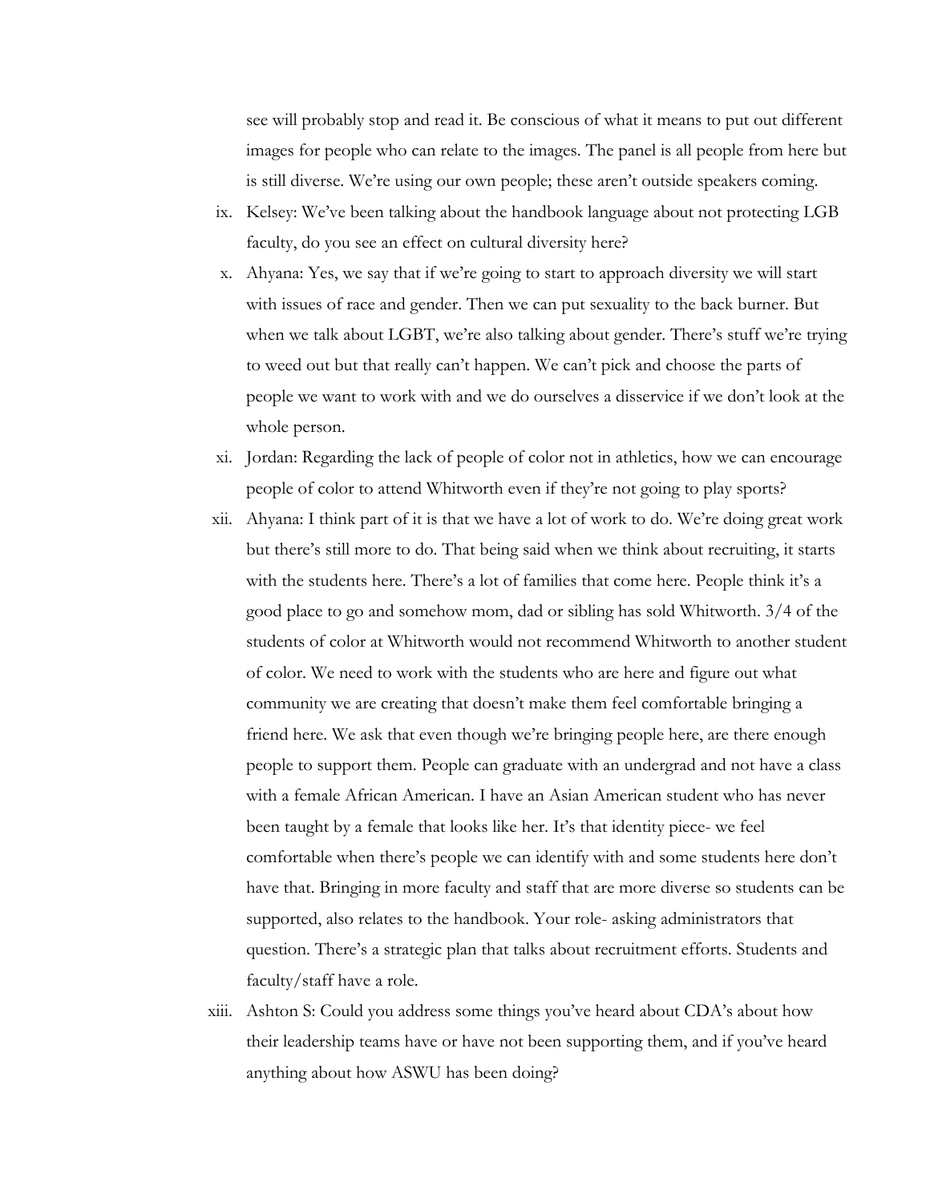see will probably stop and read it. Be conscious of what it means to put out different images for people who can relate to the images. The panel is all people from here but is still diverse. We're using our own people; these aren't outside speakers coming.

ix. Kelsey: We've been talking about the handbook language about not protecting LGB faculty, do you see an effect on cultural diversity here?

x. Ahyana: Yes, we say that if we're going to start to approach diversity we will start with issues of race and gender. Then we can put sexuality to the back burner. But when we talk about LGBT, we're also talking about gender. There's stuff we're trying to weed out but that really can't happen. We can't pick and choose the parts of people we want to work with and we do ourselves a disservice if we don't look at the whole person.

xi. Jordan: Regarding the lack of people of color not in athletics, how we can encourage people of color to attend Whitworth even if they're not going to play sports?

xii. Ahyana: I think part of it is that we have a lot of work to do. We're doing great work but there's still more to do. That being said when we think about recruiting, it starts with the students here. There's a lot of families that come here. People think it's a good place to go and somehow mom, dad or sibling has sold Whitworth. 3/4 of the students of color at Whitworth would not recommend Whitworth to another student of color. We need to work with the students who are here and figure out what community we are creating that doesn't make them feel comfortable bringing a friend here. We ask that even though we're bringing people here, are there enough people to support them. People can graduate with an undergrad and not have a class with a female African American. I have an Asian American student who has never been taught by a female that looks like her. It's that identity piece- we feel comfortable when there's people we can identify with and some students here don't have that. Bringing in more faculty and staff that are more diverse so students can be supported, also relates to the handbook. Your role- asking administrators that question. There's a strategic plan that talks about recruitment efforts. Students and faculty/staff have a role.

xiii. Ashton S: Could you address some things you've heard about CDA's about how their leadership teams have or have not been supporting them, and if you've heard anything about how ASWU has been doing?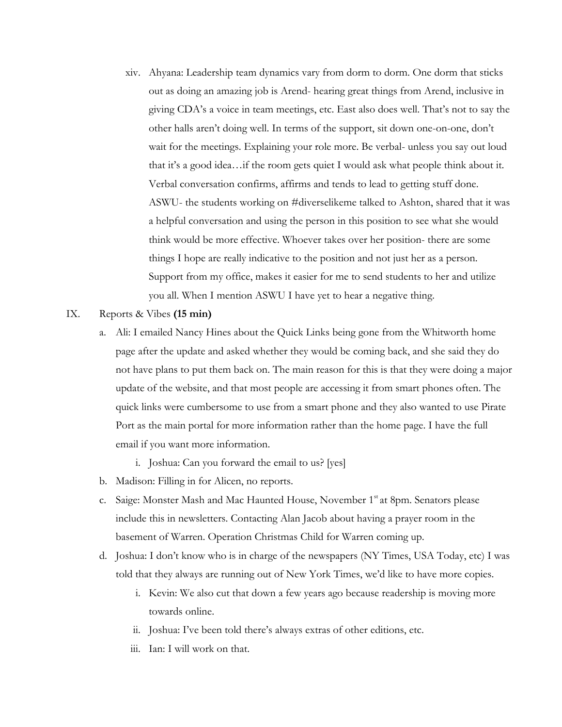xiv. Ahyana: Leadership team dynamics vary from dorm to dorm. One dorm that sticks out as doing an amazing job is Arend- hearing great things from Arend, inclusive in giving CDA's a voice in team meetings, etc. East also does well. That's not to say the other halls aren't doing well. In terms of the support, sit down one-on-one, don't wait for the meetings. Explaining your role more. Be verbal- unless you say out loud that it's a good idea…if the room gets quiet I would ask what people think about it. Verbal conversation confirms, affirms and tends to lead to getting stuff done. ASWU- the students working on #diverselikeme talked to Ashton, shared that it was a helpful conversation and using the person in this position to see what she would think would be more effective. Whoever takes over her position- there are some things I hope are really indicative to the position and not just her as a person. Support from my office, makes it easier for me to send students to her and utilize you all. When I mention ASWU I have yet to hear a negative thing.

IX. Reports & Vibes **(15 min)**

a. Ali: I emailed Nancy Hines about the Quick Links being gone from the Whitworth home page after the update and asked whether they would be coming back, and she said they do not have plans to put them back on. The main reason for this is that they were doing a major update of the website, and that most people are accessing it from smart phones often. The quick links were cumbersome to use from a smart phone and they also wanted to use Pirate Port as the main portal for more information rather than the home page. I have the full email if you want more information.

   i. Joshua: Can you forward the email to us? [yes]

b. Madison: Filling in for Alicen, no reports.

c. Saige: Monster Mash and Mac Haunted House, November 1st at 8pm. Senators please include this in newsletters. Contacting Alan Jacob about having a prayer room in the basement of Warren. Operation Christmas Child for Warren coming up.

d. Joshua: I don't know who is in charge of the newspapers (NY Times, USA Today, etc) I was told that they always are running out of New York Times, we'd like to have more copies.

   i. Kevin: We also cut that down a few years ago because readership is moving more towards online.

   ii. Joshua: I've been told there's always extras of other editions, etc.

   iii. Ian: I will work on that.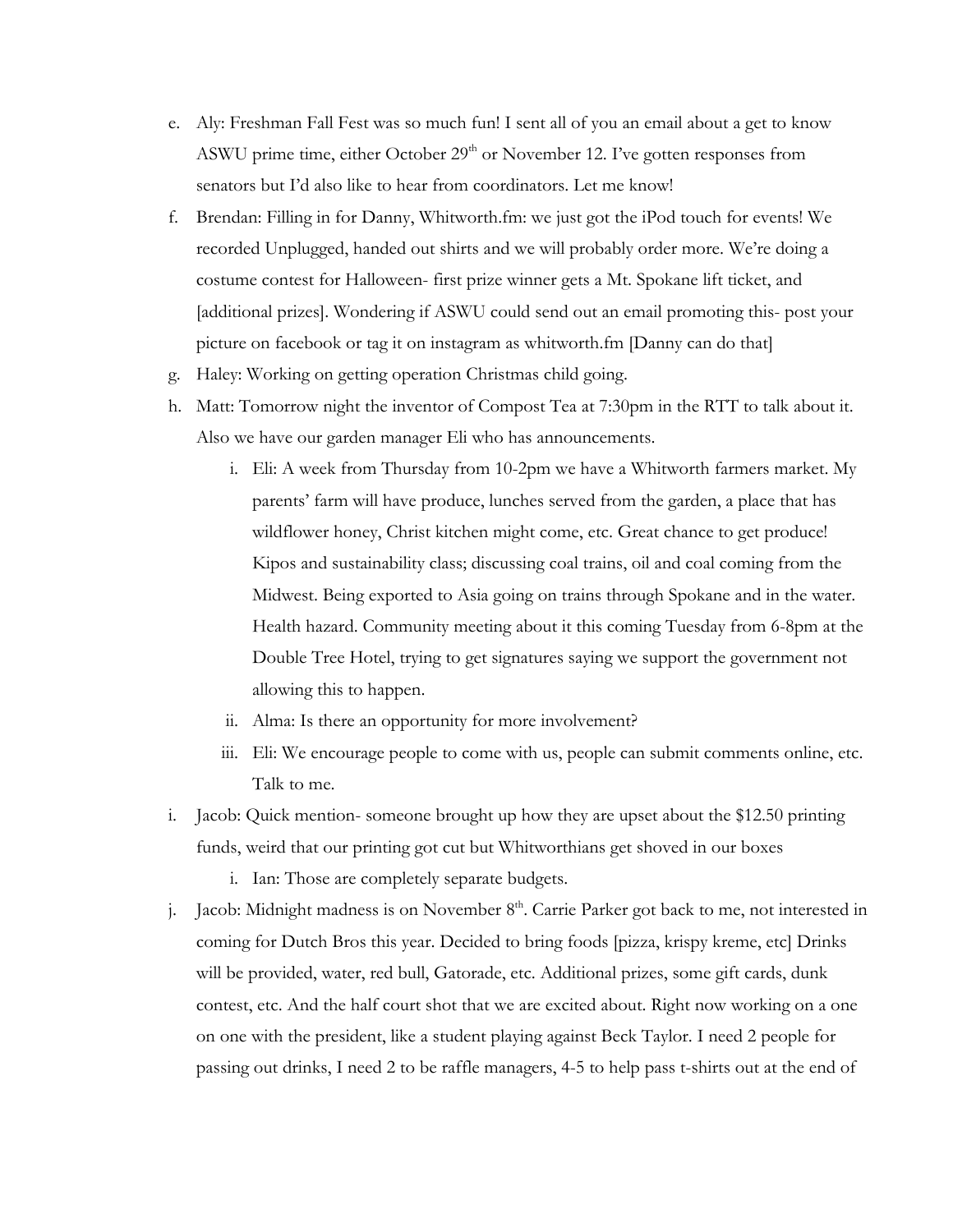e. Aly: Freshman Fall Fest was so much fun! I sent all of you an email about a get to know ASWU prime time, either October 29th or November 12. I've gotten responses from senators but I'd also like to hear from coordinators. Let me know!

f. Brendan: Filling in for Danny, Whitworth.fm: we just got the iPod touch for events! We recorded Unplugged, handed out shirts and we will probably order more. We're doing a costume contest for Halloween- first prize winner gets a Mt. Spokane lift ticket, and [additional prizes]. Wondering if ASWU could send out an email promoting this- post your picture on facebook or tag it on instagram as whitworth.fm [Danny can do that]

g. Haley: Working on getting operation Christmas child going.

h. Matt: Tomorrow night the inventor of Compost Tea at 7:30pm in the RTT to talk about it. Also we have our garden manager Eli who has announcements.

   i. Eli: A week from Thursday from 10-2pm we have a Whitworth farmers market. My parents' farm will have produce, lunches served from the garden, a place that has wildflower honey, Christ kitchen might come, etc. Great chance to get produce! Kipos and sustainability class; discussing coal trains, oil and coal coming from the Midwest. Being exported to Asia going on trains through Spokane and in the water. Health hazard. Community meeting about it this coming Tuesday from 6-8pm at the Double Tree Hotel, trying to get signatures saying we support the government not allowing this to happen.

   ii. Alma: Is there an opportunity for more involvement?

   iii. Eli: We encourage people to come with us, people can submit comments online, etc. Talk to me.

i. Jacob: Quick mention- someone brought up how they are upset about the $12.50 printing funds, weird that our printing got cut but Whitworthians get shoved in our boxes

   i. Ian: Those are completely separate budgets.

j. Jacob: Midnight madness is on November 8th. Carrie Parker got back to me, not interested in coming for Dutch Bros this year. Decided to bring foods [pizza, krispy kreme, etc] Drinks will be provided, water, red bull, Gatorade, etc. Additional prizes, some gift cards, dunk contest, etc. And the half court shot that we are excited about. Right now working on a one on one with the president, like a student playing against Beck Taylor. I need 2 people for passing out drinks, I need 2 to be raffle managers, 4-5 to help pass t-shirts out at the end of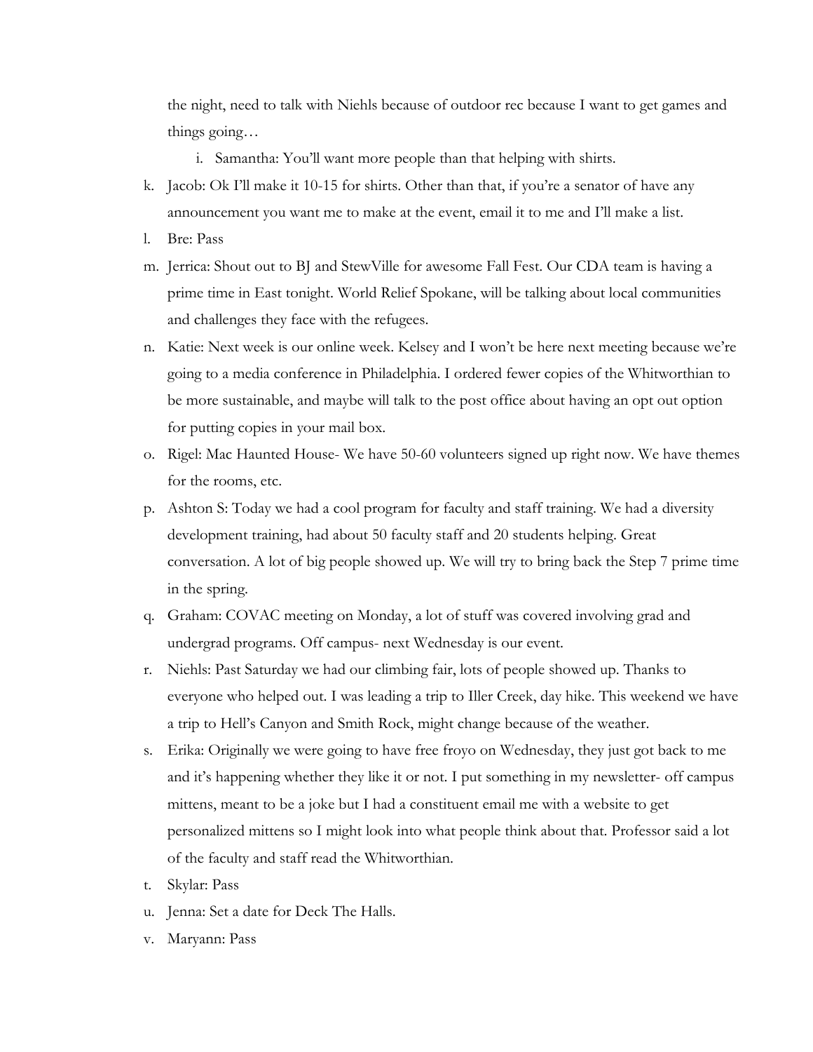the night, need to talk with Niehls because of outdoor rec because I want to get games and things going…

   i. Samantha: You'll want more people than that helping with shirts.

k. Jacob: Ok I'll make it 10-15 for shirts. Other than that, if you're a senator of have any announcement you want me to make at the event, email it to me and I'll make a list.

l. Bre: Pass

m. Jerrica: Shout out to BJ and StewVille for awesome Fall Fest. Our CDA team is having a prime time in East tonight. World Relief Spokane, will be talking about local communities and challenges they face with the refugees.

n. Katie: Next week is our online week. Kelsey and I won't be here next meeting because we're going to a media conference in Philadelphia. I ordered fewer copies of the Whitworthian to be more sustainable, and maybe will talk to the post office about having an opt out option for putting copies in your mail box.

o. Rigel: Mac Haunted House- We have 50-60 volunteers signed up right now. We have themes for the rooms, etc.

p. Ashton S: Today we had a cool program for faculty and staff training. We had a diversity development training, had about 50 faculty staff and 20 students helping. Great conversation. A lot of big people showed up. We will try to bring back the Step 7 prime time in the spring.

q. Graham: COVAC meeting on Monday, a lot of stuff was covered involving grad and undergrad programs. Off campus- next Wednesday is our event.

r. Niehls: Past Saturday we had our climbing fair, lots of people showed up. Thanks to everyone who helped out. I was leading a trip to Iller Creek, day hike. This weekend we have a trip to Hell's Canyon and Smith Rock, might change because of the weather.

s. Erika: Originally we were going to have free froyo on Wednesday, they just got back to me and it's happening whether they like it or not. I put something in my newsletter- off campus mittens, meant to be a joke but I had a constituent email me with a website to get personalized mittens so I might look into what people think about that. Professor said a lot of the faculty and staff read the Whitworthian.

t. Skylar: Pass

u. Jenna: Set a date for Deck The Halls.

v. Maryann: Pass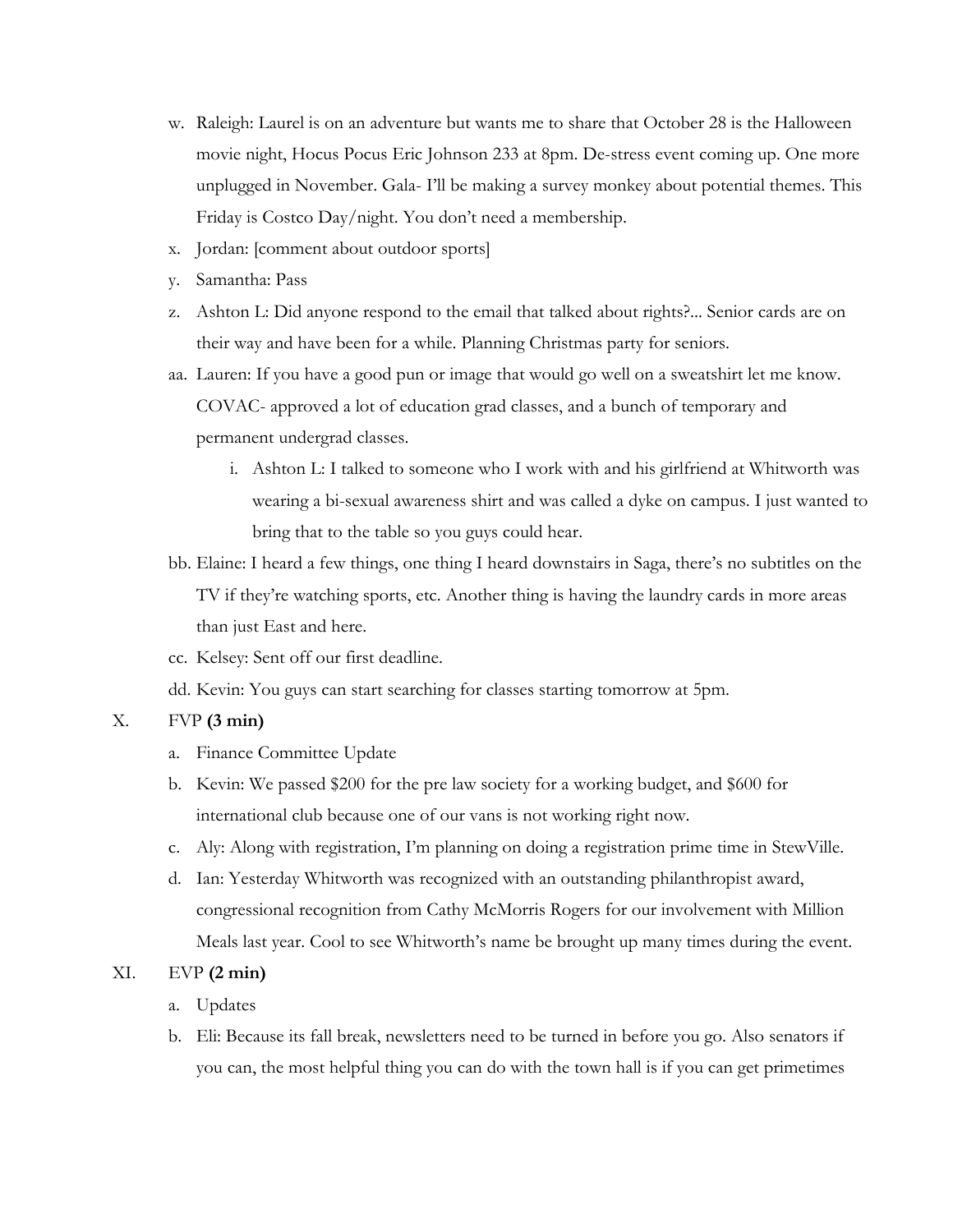w. Raleigh: Laurel is on an adventure but wants me to share that October 28 is the Halloween movie night, Hocus Pocus Eric Johnson 233 at 8pm. De-stress event coming up. One more unplugged in November. Gala- I'll be making a survey monkey about potential themes. This Friday is Costco Day/night. You don't need a membership.

x. Jordan: [comment about outdoor sports]

y. Samantha: Pass

z. Ashton L: Did anyone respond to the email that talked about rights?... Senior cards are on their way and have been for a while. Planning Christmas party for seniors.

aa. Lauren: If you have a good pun or image that would go well on a sweatshirt let me know. COVAC- approved a lot of education grad classes, and a bunch of temporary and permanent undergrad classes.

   i. Ashton L: I talked to someone who I work with and his girlfriend at Whitworth was wearing a bi-sexual awareness shirt and was called a dyke on campus. I just wanted to bring that to the table so you guys could hear.

bb. Elaine: I heard a few things, one thing I heard downstairs in Saga, there's no subtitles on the TV if they're watching sports, etc. Another thing is having the laundry cards in more areas than just East and here.

cc. Kelsey: Sent off our first deadline.

dd. Kevin: You guys can start searching for classes starting tomorrow at 5pm.

X. FVP **(3 min)**

   a. Finance Committee Update

   b. Kevin: We passed $200 for the pre law society for a working budget, and $600 for international club because one of our vans is not working right now.

   c. Aly: Along with registration, I'm planning on doing a registration prime time in StewVille.

   d. Ian: Yesterday Whitworth was recognized with an outstanding philanthropist award, congressional recognition from Cathy McMorris Rogers for our involvement with Million Meals last year. Cool to see Whitworth's name be brought up many times during the event.

XI. EVP **(2 min)**

   a. Updates

   b. Eli: Because its fall break, newsletters need to be turned in before you go. Also senators if you can, the most helpful thing you can do with the town hall is if you can get primetimes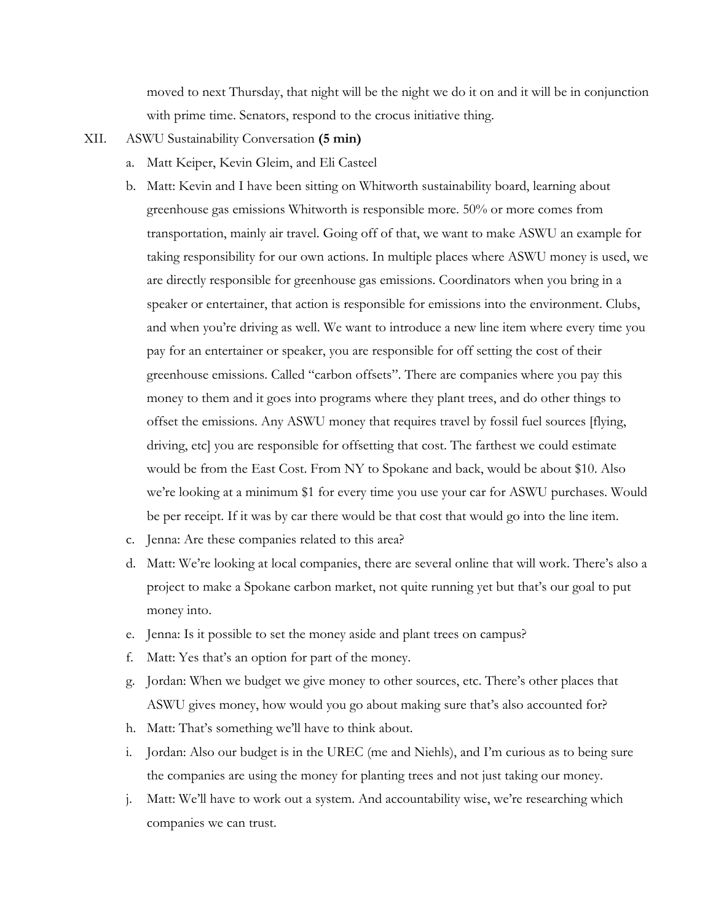moved to next Thursday, that night will be the night we do it on and it will be in conjunction with prime time. Senators, respond to the crocus initiative thing.

XII. ASWU Sustainability Conversation **(5 min)**

a. Matt Keiper, Kevin Gleim, and Eli Casteel

b. Matt: Kevin and I have been sitting on Whitworth sustainability board, learning about greenhouse gas emissions Whitworth is responsible more. 50% or more comes from transportation, mainly air travel. Going off of that, we want to make ASWU an example for taking responsibility for our own actions. In multiple places where ASWU money is used, we are directly responsible for greenhouse gas emissions. Coordinators when you bring in a speaker or entertainer, that action is responsible for emissions into the environment. Clubs, and when you're driving as well. We want to introduce a new line item where every time you pay for an entertainer or speaker, you are responsible for off setting the cost of their greenhouse emissions. Called "carbon offsets". There are companies where you pay this money to them and it goes into programs where they plant trees, and do other things to offset the emissions. Any ASWU money that requires travel by fossil fuel sources [flying, driving, etc] you are responsible for offsetting that cost. The farthest we could estimate would be from the East Cost. From NY to Spokane and back, would be about $10. Also we're looking at a minimum $1 for every time you use your car for ASWU purchases. Would be per receipt. If it was by car there would be that cost that would go into the line item.

c. Jenna: Are these companies related to this area?

d. Matt: We're looking at local companies, there are several online that will work. There's also a project to make a Spokane carbon market, not quite running yet but that's our goal to put money into.

e. Jenna: Is it possible to set the money aside and plant trees on campus?

f. Matt: Yes that's an option for part of the money.

g. Jordan: When we budget we give money to other sources, etc. There's other places that ASWU gives money, how would you go about making sure that's also accounted for?

h. Matt: That's something we'll have to think about.

i. Jordan: Also our budget is in the UREC (me and Niehls), and I'm curious as to being sure the companies are using the money for planting trees and not just taking our money.

j. Matt: We'll have to work out a system. And accountability wise, we're researching which companies we can trust.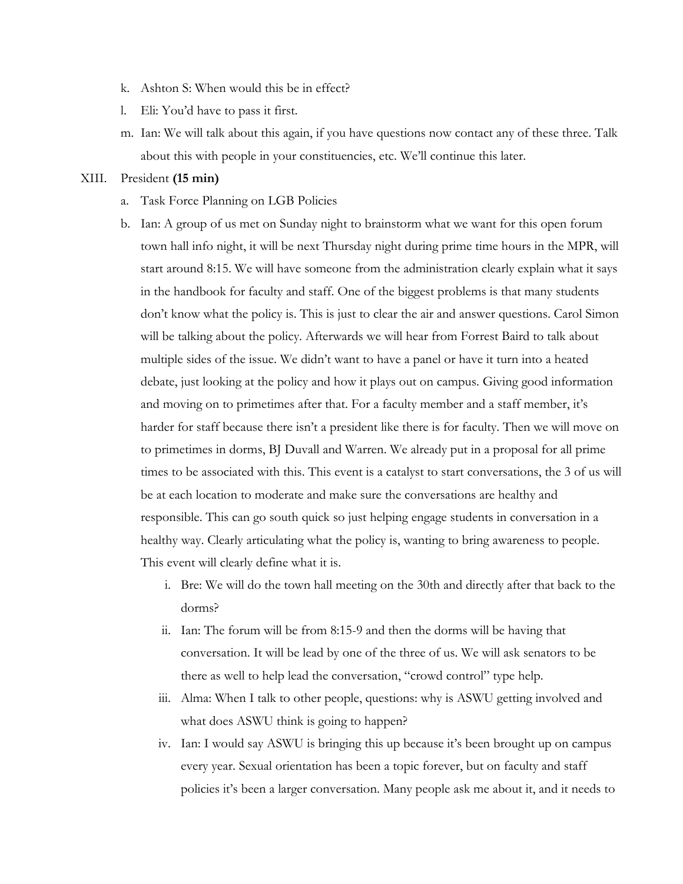k. Ashton S: When would this be in effect?

l. Eli: You'd have to pass it first.

m. Ian: We will talk about this again, if you have questions now contact any of these three. Talk about this with people in your constituencies, etc. We'll continue this later.

XIII. President **(15 min)**

a. Task Force Planning on LGB Policies

b. Ian: A group of us met on Sunday night to brainstorm what we want for this open forum town hall info night, it will be next Thursday night during prime time hours in the MPR, will start around 8:15. We will have someone from the administration clearly explain what it says in the handbook for faculty and staff. One of the biggest problems is that many students don't know what the policy is. This is just to clear the air and answer questions. Carol Simon will be talking about the policy. Afterwards we will hear from Forrest Baird to talk about multiple sides of the issue. We didn't want to have a panel or have it turn into a heated debate, just looking at the policy and how it plays out on campus. Giving good information and moving on to primetimes after that. For a faculty member and a staff member, it's harder for staff because there isn't a president like there is for faculty. Then we will move on to primetimes in dorms, BJ Duvall and Warren. We already put in a proposal for all prime times to be associated with this. This event is a catalyst to start conversations, the 3 of us will be at each location to moderate and make sure the conversations are healthy and responsible. This can go south quick so just helping engage students in conversation in a healthy way. Clearly articulating what the policy is, wanting to bring awareness to people. This event will clearly define what it is.

i. Bre: We will do the town hall meeting on the 30th and directly after that back to the dorms?

ii. Ian: The forum will be from 8:15-9 and then the dorms will be having that conversation. It will be lead by one of the three of us. We will ask senators to be there as well to help lead the conversation, "crowd control" type help.

iii. Alma: When I talk to other people, questions: why is ASWU getting involved and what does ASWU think is going to happen?

iv. Ian: I would say ASWU is bringing this up because it's been brought up on campus every year. Sexual orientation has been a topic forever, but on faculty and staff policies it's been a larger conversation. Many people ask me about it, and it needs to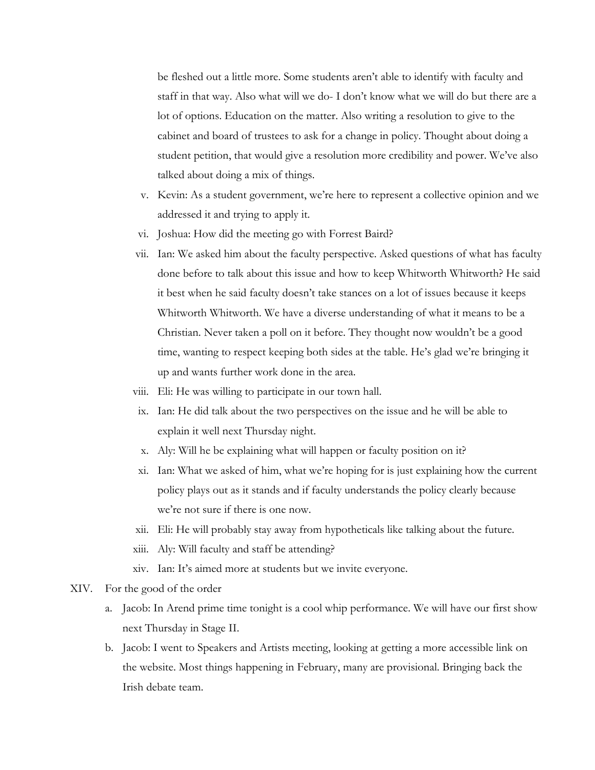be fleshed out a little more. Some students aren't able to identify with faculty and staff in that way. Also what will we do- I don't know what we will do but there are a lot of options. Education on the matter. Also writing a resolution to give to the cabinet and board of trustees to ask for a change in policy. Thought about doing a student petition, that would give a resolution more credibility and power. We've also talked about doing a mix of things.

v. Kevin: As a student government, we're here to represent a collective opinion and we addressed it and trying to apply it.

vi. Joshua: How did the meeting go with Forrest Baird?

vii. Ian: We asked him about the faculty perspective. Asked questions of what has faculty done before to talk about this issue and how to keep Whitworth Whitworth? He said it best when he said faculty doesn't take stances on a lot of issues because it keeps Whitworth Whitworth. We have a diverse understanding of what it means to be a Christian. Never taken a poll on it before. They thought now wouldn't be a good time, wanting to respect keeping both sides at the table. He's glad we're bringing it up and wants further work done in the area.

viii. Eli: He was willing to participate in our town hall.

ix. Ian: He did talk about the two perspectives on the issue and he will be able to explain it well next Thursday night.

x. Aly: Will he be explaining what will happen or faculty position on it?

xi. Ian: What we asked of him, what we're hoping for is just explaining how the current policy plays out as it stands and if faculty understands the policy clearly because we're not sure if there is one now.

xii. Eli: He will probably stay away from hypotheticals like talking about the future.

xiii. Aly: Will faculty and staff be attending?

xiv. Ian: It's aimed more at students but we invite everyone.

XIV. For the good of the order

a. Jacob: In Arend prime time tonight is a cool whip performance. We will have our first show next Thursday in Stage II.

b. Jacob: I went to Speakers and Artists meeting, looking at getting a more accessible link on the website. Most things happening in February, many are provisional. Bringing back the Irish debate team.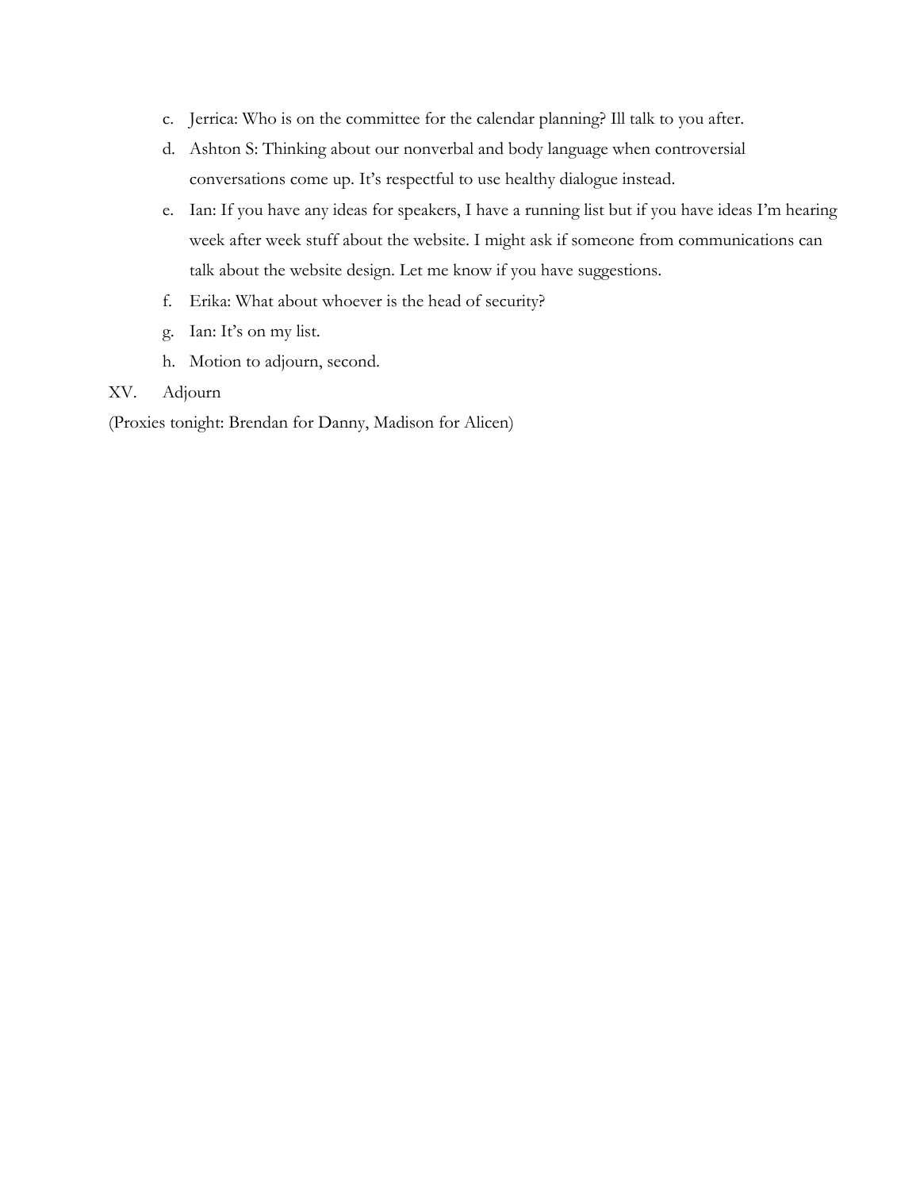c. Jerrica: Who is on the committee for the calendar planning? Ill talk to you after.

d. Ashton S: Thinking about our nonverbal and body language when controversial conversations come up. It's respectful to use healthy dialogue instead.

e. Ian: If you have any ideas for speakers, I have a running list but if you have ideas I'm hearing week after week stuff about the website. I might ask if someone from communications can talk about the website design. Let me know if you have suggestions.

f. Erika: What about whoever is the head of security?

g. Ian: It's on my list.

h. Motion to adjourn, second.

XV. Adjourn

(Proxies tonight: Brendan for Danny, Madison for Alicen)